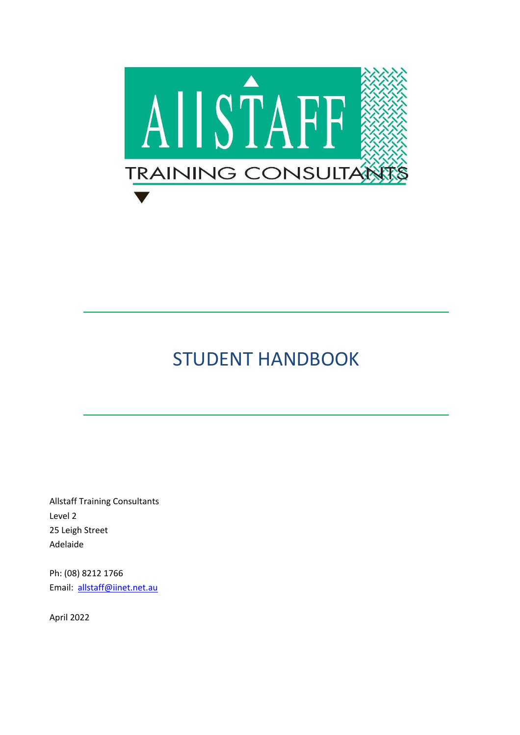AllSTAFF

TRAINING CONSULTANTS

# STUDENT HANDBOOK

Allstaff Training Consultants
Level 2
25 Leigh Street
Adelaide

Ph: (08) 8212 1766
Email: allstaff@iinet.net.au

April 2022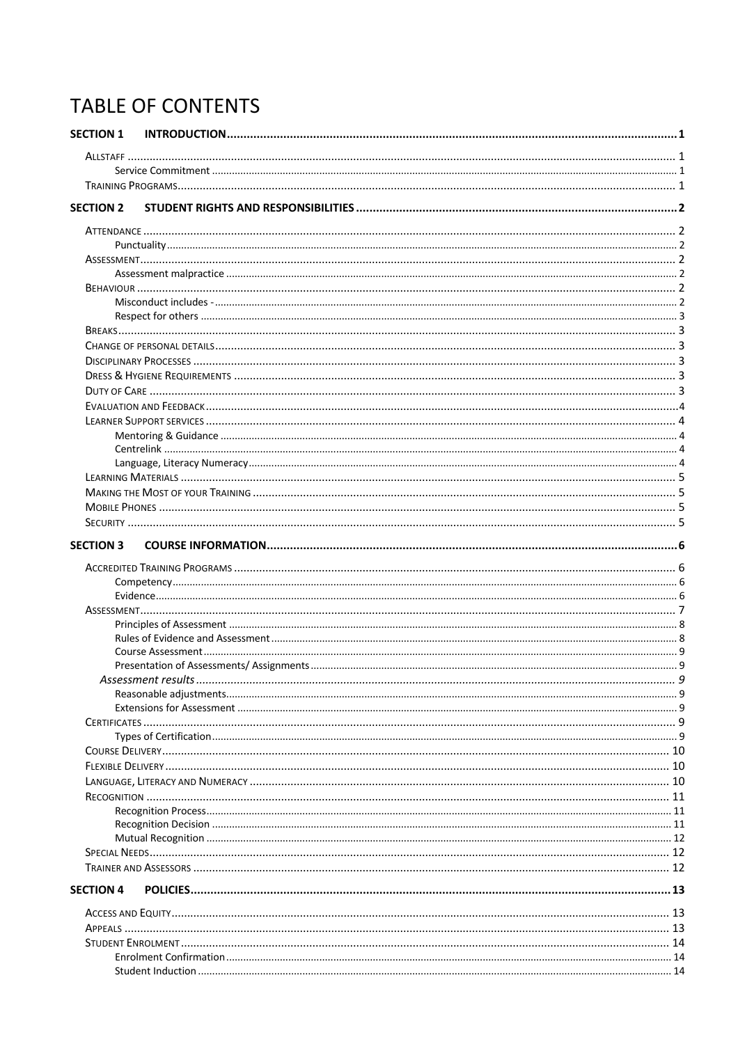# TABLE OF CONTENTS

**SECTION 1 INTRODUCTION** ........ 1

- Allstaff ........ 1
  - Service Commitment ........ 1
- Training Programs ........ 1

**SECTION 2 STUDENT RIGHTS AND RESPONSIBILITIES** ........ 2

- Attendance ........ 2
  - Punctuality ........ 2
- Assessment ........ 2
  - Assessment malpractice ........ 2
- Behaviour ........ 2
  - Misconduct includes - ........ 2
  - Respect for others ........ 3
- Breaks ........ 3
- Change of personal details ........ 3
- Disciplinary Processes ........ 3
- Dress & Hygiene Requirements ........ 3
- Duty of Care ........ 3
- Evaluation and Feedback ........ 4
- Learner Support services ........ 4
  - Mentoring & Guidance ........ 4
  - Centrelink ........ 4
  - Language, Literacy Numeracy ........ 4
- Learning Materials ........ 5
- Making the Most of your Training ........ 5
- Mobile Phones ........ 5
- Security ........ 5

**SECTION 3 COURSE INFORMATION** ........ 6

- Accredited Training Programs ........ 6
  - Competency ........ 6
  - Evidence ........ 6
- Assessment ........ 7
  - Principles of Assessment ........ 8
  - Rules of Evidence and Assessment ........ 8
  - Course Assessment ........ 9
  - Presentation of Assessments/ Assignments ........ 9
  - *Assessment results* ........ *9*
  - Reasonable adjustments ........ 9
  - Extensions for Assessment ........ 9
- Certificates ........ 9
  - Types of Certification ........ 9
- Course Delivery ........ 10
- Flexible Delivery ........ 10
- Language, Literacy and Numeracy ........ 10
- Recognition ........ 11
  - Recognition Process ........ 11
  - Recognition Decision ........ 11
  - Mutual Recognition ........ 12
- Special Needs ........ 12
- Trainer and Assessors ........ 12

**SECTION 4 POLICIES** ........ 13

- Access and Equity ........ 13
- Appeals ........ 13
- Student Enrolment ........ 14
  - Enrolment Confirmation ........ 14
  - Student Induction ........ 14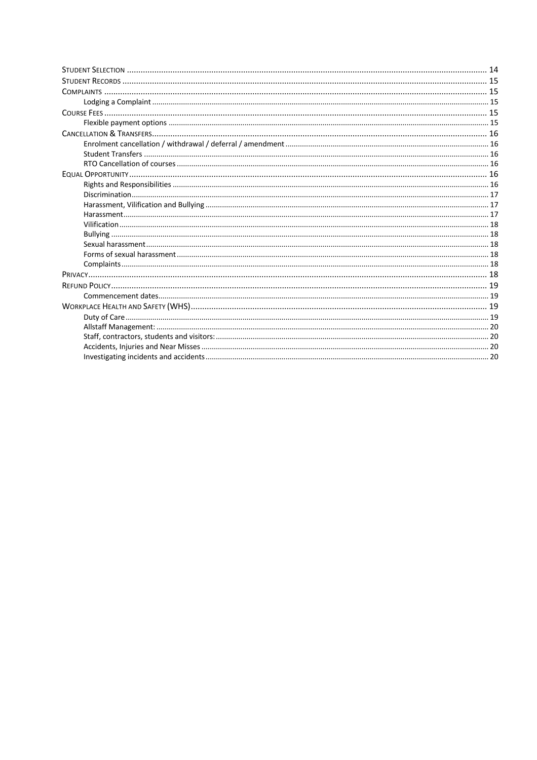Student Selection .......... 14
Student Records .......... 15
Complaints .......... 15
  Lodging a Complaint .......... 15
Course Fees .......... 15
  Flexible payment options .......... 15
Cancellation & Transfers .......... 16
  Enrolment cancellation / withdrawal / deferral / amendment .......... 16
  Student Transfers .......... 16
  RTO Cancellation of courses .......... 16
Equal Opportunity .......... 16
  Rights and Responsibilities .......... 16
  Discrimination .......... 17
  Harassment, Vilification and Bullying .......... 17
  Harassment .......... 17
  Vilification .......... 18
  Bullying .......... 18
  Sexual harassment .......... 18
  Forms of sexual harassment .......... 18
  Complaints .......... 18
Privacy .......... 18
Refund Policy .......... 19
  Commencement dates .......... 19
Workplace Health and Safety (WHS) .......... 19
  Duty of Care .......... 19
  Allstaff Management: .......... 20
  Staff, contractors, students and visitors: .......... 20
  Accidents, Injuries and Near Misses .......... 20
  Investigating incidents and accidents .......... 20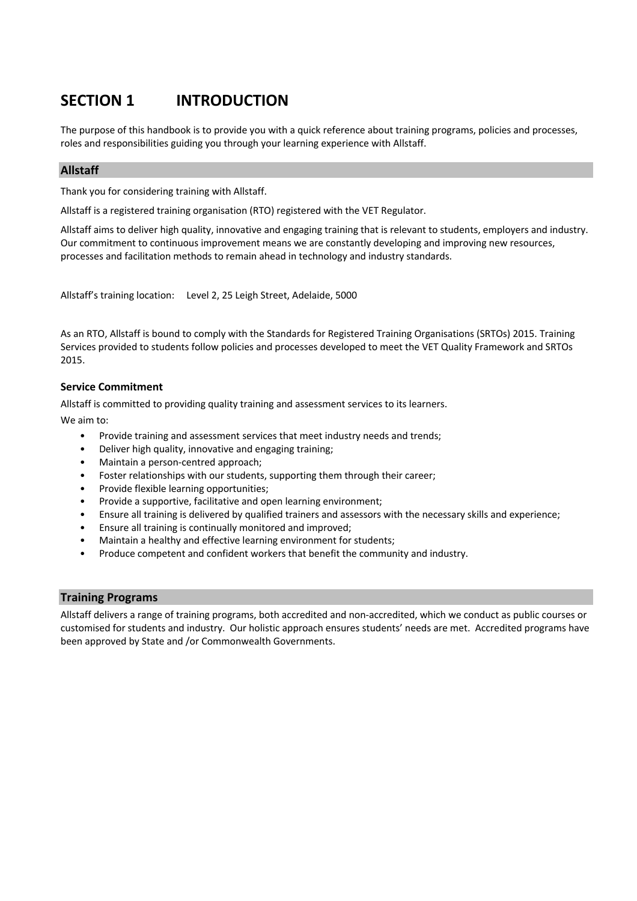# SECTION 1 INTRODUCTION

The purpose of this handbook is to provide you with a quick reference about training programs, policies and processes, roles and responsibilities guiding you through your learning experience with Allstaff.

## Allstaff

Thank you for considering training with Allstaff.

Allstaff is a registered training organisation (RTO) registered with the VET Regulator.

Allstaff aims to deliver high quality, innovative and engaging training that is relevant to students, employers and industry. Our commitment to continuous improvement means we are constantly developing and improving new resources, processes and facilitation methods to remain ahead in technology and industry standards.

Allstaff's training location: Level 2, 25 Leigh Street, Adelaide, 5000

As an RTO, Allstaff is bound to comply with the Standards for Registered Training Organisations (SRTOs) 2015. Training Services provided to students follow policies and processes developed to meet the VET Quality Framework and SRTOs 2015.

### Service Commitment

Allstaff is committed to providing quality training and assessment services to its learners.

We aim to:

- Provide training and assessment services that meet industry needs and trends;
- Deliver high quality, innovative and engaging training;
- Maintain a person-centred approach;
- Foster relationships with our students, supporting them through their career;
- Provide flexible learning opportunities;
- Provide a supportive, facilitative and open learning environment;
- Ensure all training is delivered by qualified trainers and assessors with the necessary skills and experience;
- Ensure all training is continually monitored and improved;
- Maintain a healthy and effective learning environment for students;
- Produce competent and confident workers that benefit the community and industry.

## Training Programs

Allstaff delivers a range of training programs, both accredited and non-accredited, which we conduct as public courses or customised for students and industry. Our holistic approach ensures students' needs are met. Accredited programs have been approved by State and /or Commonwealth Governments.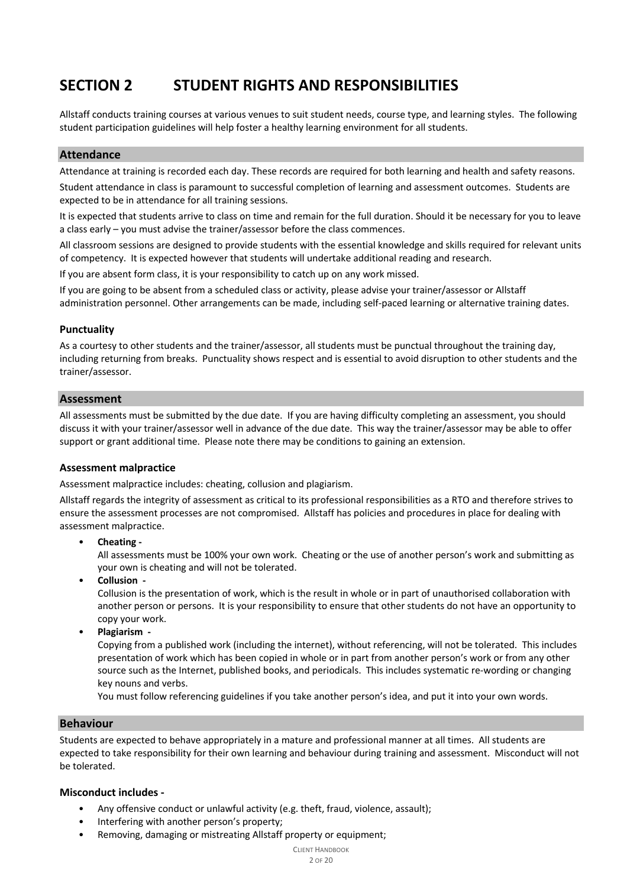# SECTION 2 STUDENT RIGHTS AND RESPONSIBILITIES

Allstaff conducts training courses at various venues to suit student needs, course type, and learning styles. The following student participation guidelines will help foster a healthy learning environment for all students.

## Attendance

Attendance at training is recorded each day. These records are required for both learning and health and safety reasons.

Student attendance in class is paramount to successful completion of learning and assessment outcomes. Students are expected to be in attendance for all training sessions.

It is expected that students arrive to class on time and remain for the full duration. Should it be necessary for you to leave a class early – you must advise the trainer/assessor before the class commences.

All classroom sessions are designed to provide students with the essential knowledge and skills required for relevant units of competency. It is expected however that students will undertake additional reading and research.

If you are absent form class, it is your responsibility to catch up on any work missed.

If you are going to be absent from a scheduled class or activity, please advise your trainer/assessor or Allstaff administration personnel. Other arrangements can be made, including self-paced learning or alternative training dates.

### Punctuality

As a courtesy to other students and the trainer/assessor, all students must be punctual throughout the training day, including returning from breaks. Punctuality shows respect and is essential to avoid disruption to other students and the trainer/assessor.

## Assessment

All assessments must be submitted by the due date. If you are having difficulty completing an assessment, you should discuss it with your trainer/assessor well in advance of the due date. This way the trainer/assessor may be able to offer support or grant additional time. Please note there may be conditions to gaining an extension.

### Assessment malpractice

Assessment malpractice includes: cheating, collusion and plagiarism.

Allstaff regards the integrity of assessment as critical to its professional responsibilities as a RTO and therefore strives to ensure the assessment processes are not compromised. Allstaff has policies and procedures in place for dealing with assessment malpractice.

- **Cheating -**
  All assessments must be 100% your own work. Cheating or the use of another person's work and submitting as your own is cheating and will not be tolerated.
- **Collusion -**
  Collusion is the presentation of work, which is the result in whole or in part of unauthorised collaboration with another person or persons. It is your responsibility to ensure that other students do not have an opportunity to copy your work.
- **Plagiarism -**
  Copying from a published work (including the internet), without referencing, will not be tolerated. This includes presentation of work which has been copied in whole or in part from another person's work or from any other source such as the Internet, published books, and periodicals. This includes systematic re-wording or changing key nouns and verbs.
  You must follow referencing guidelines if you take another person's idea, and put it into your own words.

## Behaviour

Students are expected to behave appropriately in a mature and professional manner at all times. All students are expected to take responsibility for their own learning and behaviour during training and assessment. Misconduct will not be tolerated.

### Misconduct includes -

- Any offensive conduct or unlawful activity (e.g. theft, fraud, violence, assault);
- Interfering with another person's property;
- Removing, damaging or mistreating Allstaff property or equipment;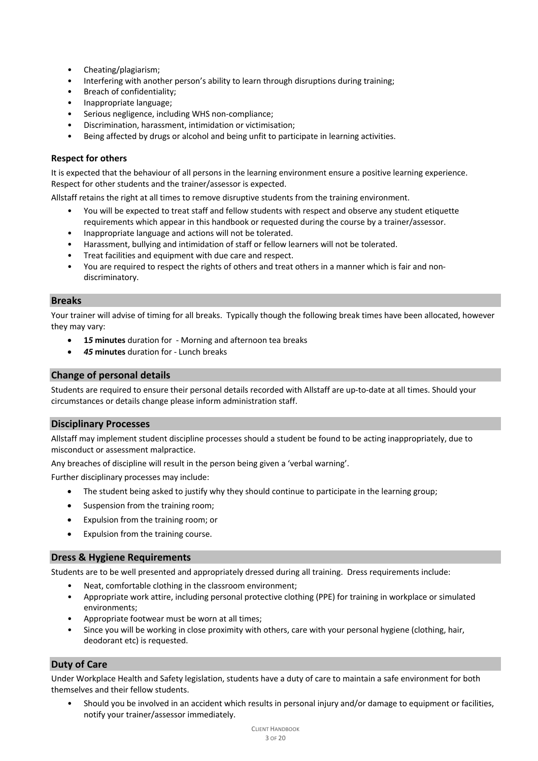- Cheating/plagiarism;
- Interfering with another person's ability to learn through disruptions during training;
- Breach of confidentiality;
- Inappropriate language;
- Serious negligence, including WHS non-compliance;
- Discrimination, harassment, intimidation or victimisation;
- Being affected by drugs or alcohol and being unfit to participate in learning activities.

### Respect for others

It is expected that the behaviour of all persons in the learning environment ensure a positive learning experience. Respect for other students and the trainer/assessor is expected.

Allstaff retains the right at all times to remove disruptive students from the training environment.

- You will be expected to treat staff and fellow students with respect and observe any student etiquette requirements which appear in this handbook or requested during the course by a trainer/assessor.
- Inappropriate language and actions will not be tolerated.
- Harassment, bullying and intimidation of staff or fellow learners will not be tolerated.
- Treat facilities and equipment with due care and respect.
- You are required to respect the rights of others and treat others in a manner which is fair and non-discriminatory.

## Breaks

Your trainer will advise of timing for all breaks. Typically though the following break times have been allocated, however they may vary:

- **15 minutes** duration for - Morning and afternoon tea breaks
- ***45* minutes** duration for - Lunch breaks

## Change of personal details

Students are required to ensure their personal details recorded with Allstaff are up-to-date at all times. Should your circumstances or details change please inform administration staff.

## Disciplinary Processes

Allstaff may implement student discipline processes should a student be found to be acting inappropriately, due to misconduct or assessment malpractice.

Any breaches of discipline will result in the person being given a 'verbal warning'.

Further disciplinary processes may include:

- The student being asked to justify why they should continue to participate in the learning group;
- Suspension from the training room;
- Expulsion from the training room; or
- Expulsion from the training course.

## Dress & Hygiene Requirements

Students are to be well presented and appropriately dressed during all training. Dress requirements include:

- Neat, comfortable clothing in the classroom environment;
- Appropriate work attire, including personal protective clothing (PPE) for training in workplace or simulated environments;
- Appropriate footwear must be worn at all times;
- Since you will be working in close proximity with others, care with your personal hygiene (clothing, hair, deodorant etc) is requested.

## Duty of Care

Under Workplace Health and Safety legislation, students have a duty of care to maintain a safe environment for both themselves and their fellow students.

- Should you be involved in an accident which results in personal injury and/or damage to equipment or facilities, notify your trainer/assessor immediately.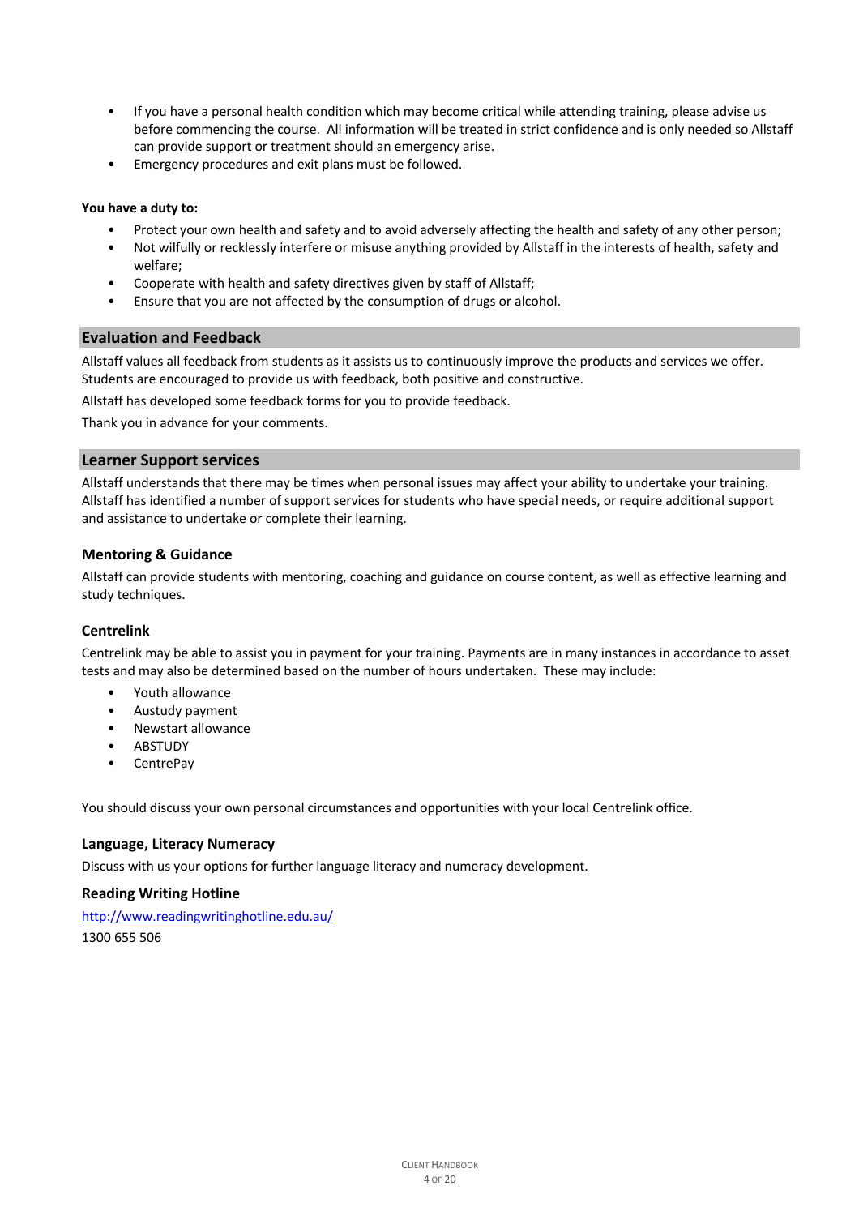- If you have a personal health condition which may become critical while attending training, please advise us before commencing the course. All information will be treated in strict confidence and is only needed so Allstaff can provide support or treatment should an emergency arise.
- Emergency procedures and exit plans must be followed.

**You have a duty to:**

- Protect your own health and safety and to avoid adversely affecting the health and safety of any other person;
- Not wilfully or recklessly interfere or misuse anything provided by Allstaff in the interests of health, safety and welfare;
- Cooperate with health and safety directives given by staff of Allstaff;
- Ensure that you are not affected by the consumption of drugs or alcohol.

## Evaluation and Feedback

Allstaff values all feedback from students as it assists us to continuously improve the products and services we offer. Students are encouraged to provide us with feedback, both positive and constructive.

Allstaff has developed some feedback forms for you to provide feedback.

Thank you in advance for your comments.

## Learner Support services

Allstaff understands that there may be times when personal issues may affect your ability to undertake your training. Allstaff has identified a number of support services for students who have special needs, or require additional support and assistance to undertake or complete their learning.

### Mentoring & Guidance

Allstaff can provide students with mentoring, coaching and guidance on course content, as well as effective learning and study techniques.

### Centrelink

Centrelink may be able to assist you in payment for your training. Payments are in many instances in accordance to asset tests and may also be determined based on the number of hours undertaken. These may include:

- Youth allowance
- Austudy payment
- Newstart allowance
- ABSTUDY
- CentrePay

You should discuss your own personal circumstances and opportunities with your local Centrelink office.

### Language, Literacy Numeracy

Discuss with us your options for further language literacy and numeracy development.

### Reading Writing Hotline

http://www.readingwritinghotline.edu.au/

1300 655 506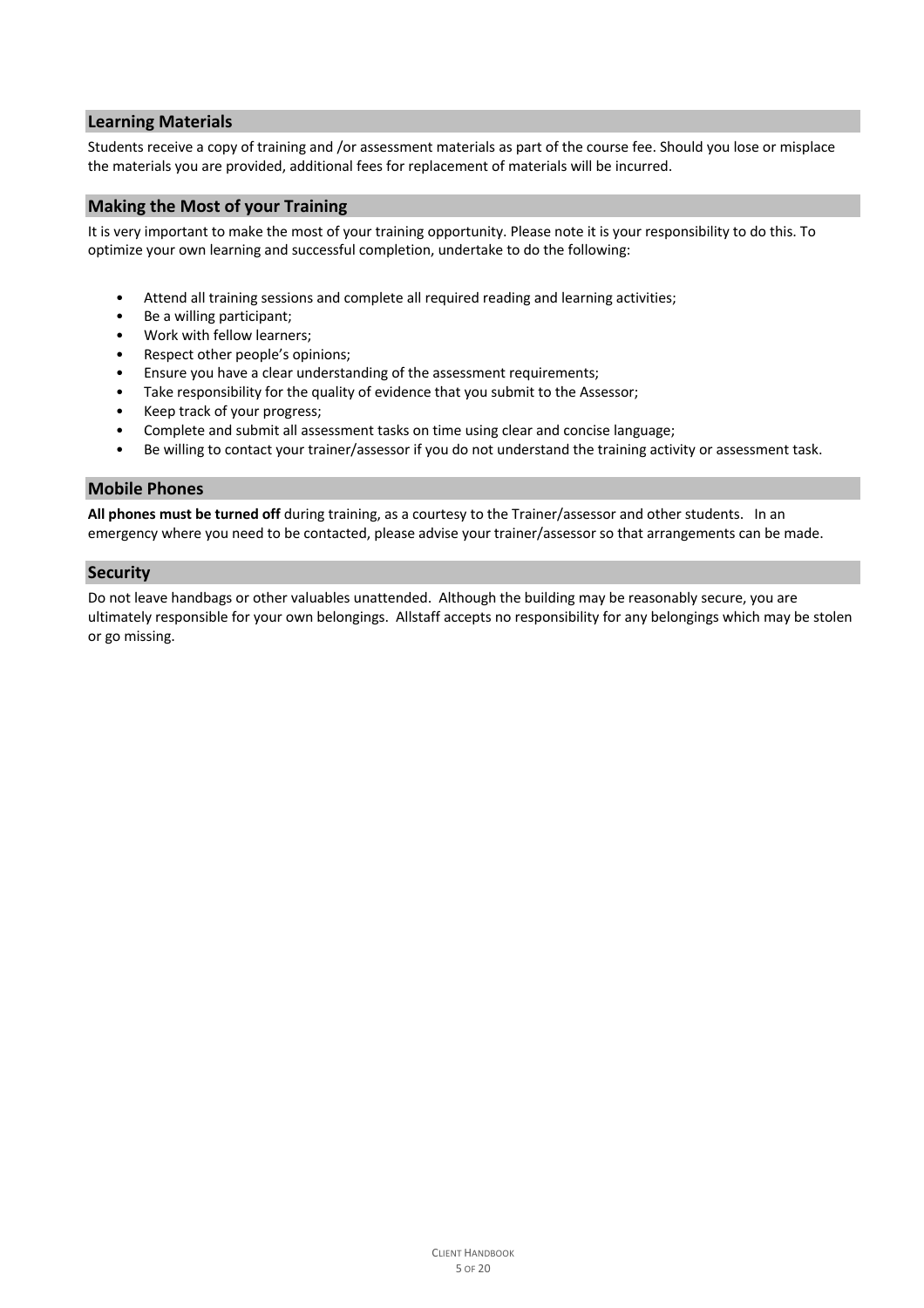## Learning Materials

Students receive a copy of training and /or assessment materials as part of the course fee. Should you lose or misplace the materials you are provided, additional fees for replacement of materials will be incurred.

## Making the Most of your Training

It is very important to make the most of your training opportunity. Please note it is your responsibility to do this. To optimize your own learning and successful completion, undertake to do the following:

- Attend all training sessions and complete all required reading and learning activities;
- Be a willing participant;
- Work with fellow learners;
- Respect other people's opinions;
- Ensure you have a clear understanding of the assessment requirements;
- Take responsibility for the quality of evidence that you submit to the Assessor;
- Keep track of your progress;
- Complete and submit all assessment tasks on time using clear and concise language;
- Be willing to contact your trainer/assessor if you do not understand the training activity or assessment task.

## Mobile Phones

**All phones must be turned off** during training, as a courtesy to the Trainer/assessor and other students. In an emergency where you need to be contacted, please advise your trainer/assessor so that arrangements can be made.

## Security

Do not leave handbags or other valuables unattended. Although the building may be reasonably secure, you are ultimately responsible for your own belongings. Allstaff accepts no responsibility for any belongings which may be stolen or go missing.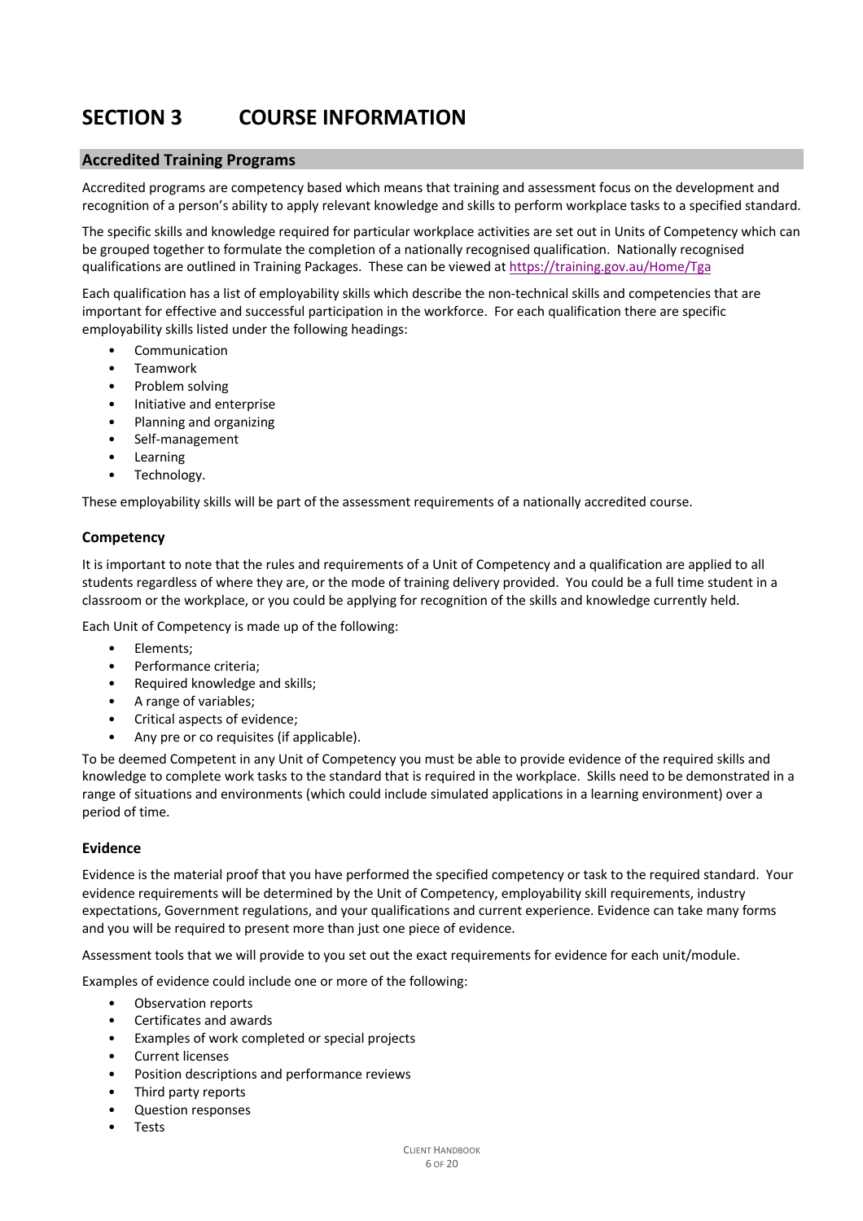# SECTION 3 COURSE INFORMATION

## Accredited Training Programs

Accredited programs are competency based which means that training and assessment focus on the development and recognition of a person's ability to apply relevant knowledge and skills to perform workplace tasks to a specified standard.

The specific skills and knowledge required for particular workplace activities are set out in Units of Competency which can be grouped together to formulate the completion of a nationally recognised qualification. Nationally recognised qualifications are outlined in Training Packages. These can be viewed at https://training.gov.au/Home/Tga

Each qualification has a list of employability skills which describe the non-technical skills and competencies that are important for effective and successful participation in the workforce. For each qualification there are specific employability skills listed under the following headings:

- Communication
- Teamwork
- Problem solving
- Initiative and enterprise
- Planning and organizing
- Self-management
- Learning
- Technology.

These employability skills will be part of the assessment requirements of a nationally accredited course.

### Competency

It is important to note that the rules and requirements of a Unit of Competency and a qualification are applied to all students regardless of where they are, or the mode of training delivery provided. You could be a full time student in a classroom or the workplace, or you could be applying for recognition of the skills and knowledge currently held.

Each Unit of Competency is made up of the following:

- Elements;
- Performance criteria;
- Required knowledge and skills;
- A range of variables;
- Critical aspects of evidence;
- Any pre or co requisites (if applicable).

To be deemed Competent in any Unit of Competency you must be able to provide evidence of the required skills and knowledge to complete work tasks to the standard that is required in the workplace. Skills need to be demonstrated in a range of situations and environments (which could include simulated applications in a learning environment) over a period of time.

### Evidence

Evidence is the material proof that you have performed the specified competency or task to the required standard. Your evidence requirements will be determined by the Unit of Competency, employability skill requirements, industry expectations, Government regulations, and your qualifications and current experience. Evidence can take many forms and you will be required to present more than just one piece of evidence.

Assessment tools that we will provide to you set out the exact requirements for evidence for each unit/module.

Examples of evidence could include one or more of the following:

- Observation reports
- Certificates and awards
- Examples of work completed or special projects
- Current licenses
- Position descriptions and performance reviews
- Third party reports
- Question responses
- Tests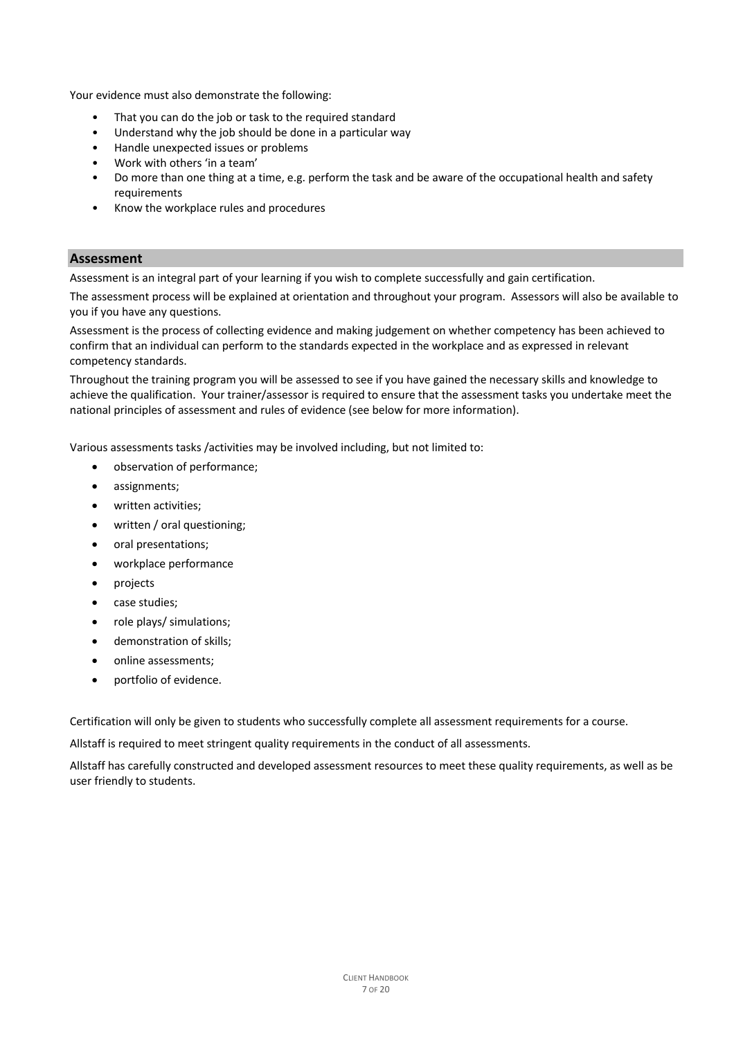Your evidence must also demonstrate the following:

- That you can do the job or task to the required standard
- Understand why the job should be done in a particular way
- Handle unexpected issues or problems
- Work with others 'in a team'
- Do more than one thing at a time, e.g. perform the task and be aware of the occupational health and safety requirements
- Know the workplace rules and procedures

## Assessment

Assessment is an integral part of your learning if you wish to complete successfully and gain certification.

The assessment process will be explained at orientation and throughout your program. Assessors will also be available to you if you have any questions.

Assessment is the process of collecting evidence and making judgement on whether competency has been achieved to confirm that an individual can perform to the standards expected in the workplace and as expressed in relevant competency standards.

Throughout the training program you will be assessed to see if you have gained the necessary skills and knowledge to achieve the qualification. Your trainer/assessor is required to ensure that the assessment tasks you undertake meet the national principles of assessment and rules of evidence (see below for more information).

Various assessments tasks /activities may be involved including, but not limited to:

- observation of performance;
- assignments;
- written activities;
- written / oral questioning;
- oral presentations;
- workplace performance
- projects
- case studies;
- role plays/ simulations;
- demonstration of skills;
- online assessments;
- portfolio of evidence.

Certification will only be given to students who successfully complete all assessment requirements for a course.

Allstaff is required to meet stringent quality requirements in the conduct of all assessments.

Allstaff has carefully constructed and developed assessment resources to meet these quality requirements, as well as be user friendly to students.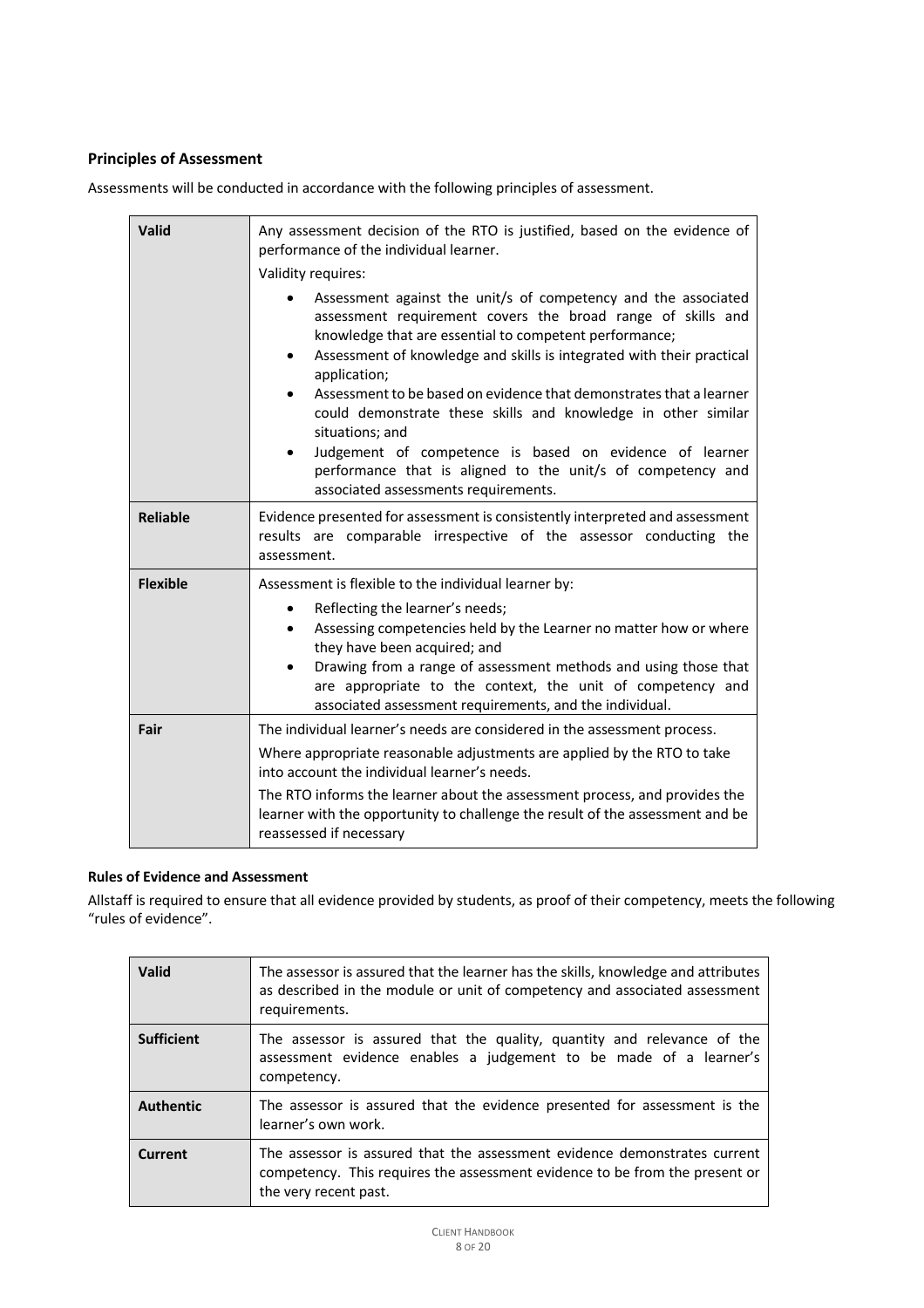### Principles of Assessment

Assessments will be conducted in accordance with the following principles of assessment.

| | |
|---|---|
| **Valid** | Any assessment decision of the RTO is justified, based on the evidence of performance of the individual learner.<br>Validity requires:<br>• Assessment against the unit/s of competency and the associated assessment requirement covers the broad range of skills and knowledge that are essential to competent performance;<br>• Assessment of knowledge and skills is integrated with their practical application;<br>• Assessment to be based on evidence that demonstrates that a learner could demonstrate these skills and knowledge in other similar situations; and<br>• Judgement of competence is based on evidence of learner performance that is aligned to the unit/s of competency and associated assessments requirements. |
| **Reliable** | Evidence presented for assessment is consistently interpreted and assessment results are comparable irrespective of the assessor conducting the assessment. |
| **Flexible** | Assessment is flexible to the individual learner by:<br>• Reflecting the learner's needs;<br>• Assessing competencies held by the Learner no matter how or where they have been acquired; and<br>• Drawing from a range of assessment methods and using those that are appropriate to the context, the unit of competency and associated assessment requirements, and the individual. |
| **Fair** | The individual learner's needs are considered in the assessment process.<br>Where appropriate reasonable adjustments are applied by the RTO to take into account the individual learner's needs.<br>The RTO informs the learner about the assessment process, and provides the learner with the opportunity to challenge the result of the assessment and be reassessed if necessary |

**Rules of Evidence and Assessment**

Allstaff is required to ensure that all evidence provided by students, as proof of their competency, meets the following "rules of evidence".

| | |
|---|---|
| **Valid** | The assessor is assured that the learner has the skills, knowledge and attributes as described in the module or unit of competency and associated assessment requirements. |
| **Sufficient** | The assessor is assured that the quality, quantity and relevance of the assessment evidence enables a judgement to be made of a learner's competency. |
| **Authentic** | The assessor is assured that the evidence presented for assessment is the learner's own work. |
| **Current** | The assessor is assured that the assessment evidence demonstrates current competency. This requires the assessment evidence to be from the present or the very recent past. |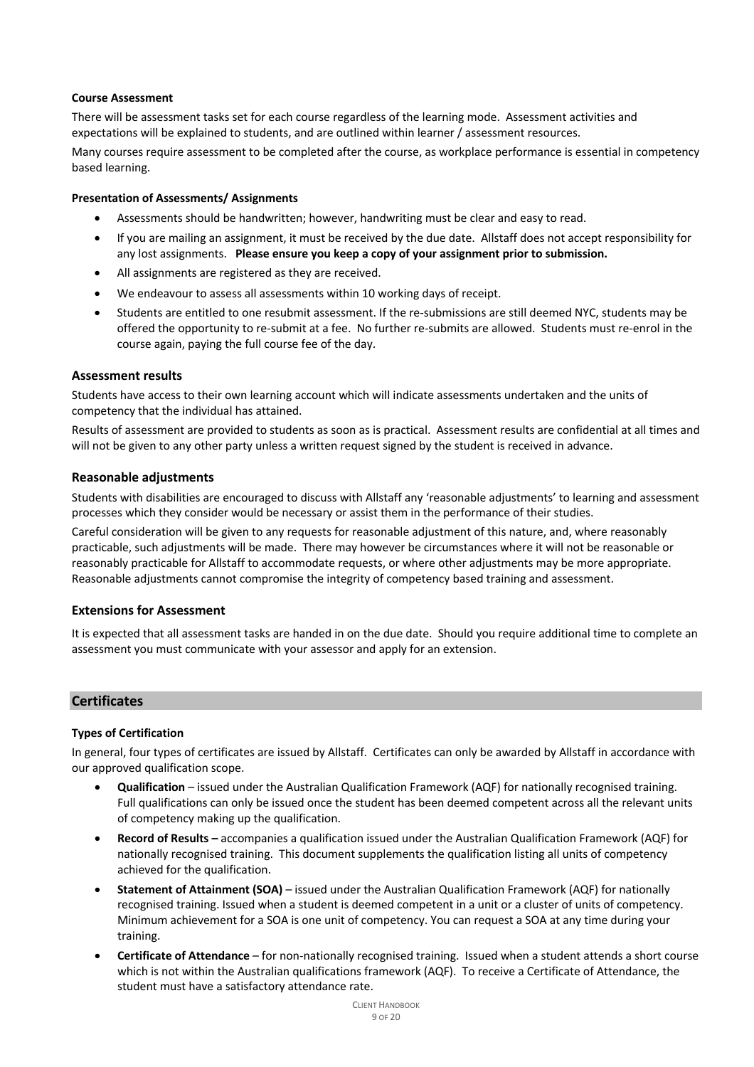#### Course Assessment

There will be assessment tasks set for each course regardless of the learning mode. Assessment activities and expectations will be explained to students, and are outlined within learner / assessment resources.

Many courses require assessment to be completed after the course, as workplace performance is essential in competency based learning.

#### Presentation of Assessments/ Assignments

- Assessments should be handwritten; however, handwriting must be clear and easy to read.
- If you are mailing an assignment, it must be received by the due date. Allstaff does not accept responsibility for any lost assignments. **Please ensure you keep a copy of your assignment prior to submission.**
- All assignments are registered as they are received.
- We endeavour to assess all assessments within 10 working days of receipt.
- Students are entitled to one resubmit assessment. If the re-submissions are still deemed NYC, students may be offered the opportunity to re-submit at a fee. No further re-submits are allowed. Students must re-enrol in the course again, paying the full course fee of the day.

### Assessment results

Students have access to their own learning account which will indicate assessments undertaken and the units of competency that the individual has attained.

Results of assessment are provided to students as soon as is practical. Assessment results are confidential at all times and will not be given to any other party unless a written request signed by the student is received in advance.

### Reasonable adjustments

Students with disabilities are encouraged to discuss with Allstaff any 'reasonable adjustments' to learning and assessment processes which they consider would be necessary or assist them in the performance of their studies.

Careful consideration will be given to any requests for reasonable adjustment of this nature, and, where reasonably practicable, such adjustments will be made. There may however be circumstances where it will not be reasonable or reasonably practicable for Allstaff to accommodate requests, or where other adjustments may be more appropriate. Reasonable adjustments cannot compromise the integrity of competency based training and assessment.

### Extensions for Assessment

It is expected that all assessment tasks are handed in on the due date. Should you require additional time to complete an assessment you must communicate with your assessor and apply for an extension.

## Certificates

#### Types of Certification

In general, four types of certificates are issued by Allstaff. Certificates can only be awarded by Allstaff in accordance with our approved qualification scope.

- **Qualification** – issued under the Australian Qualification Framework (AQF) for nationally recognised training. Full qualifications can only be issued once the student has been deemed competent across all the relevant units of competency making up the qualification.
- **Record of Results –** accompanies a qualification issued under the Australian Qualification Framework (AQF) for nationally recognised training. This document supplements the qualification listing all units of competency achieved for the qualification.
- **Statement of Attainment (SOA)** – issued under the Australian Qualification Framework (AQF) for nationally recognised training. Issued when a student is deemed competent in a unit or a cluster of units of competency. Minimum achievement for a SOA is one unit of competency. You can request a SOA at any time during your training.
- **Certificate of Attendance** – for non-nationally recognised training. Issued when a student attends a short course which is not within the Australian qualifications framework (AQF). To receive a Certificate of Attendance, the student must have a satisfactory attendance rate.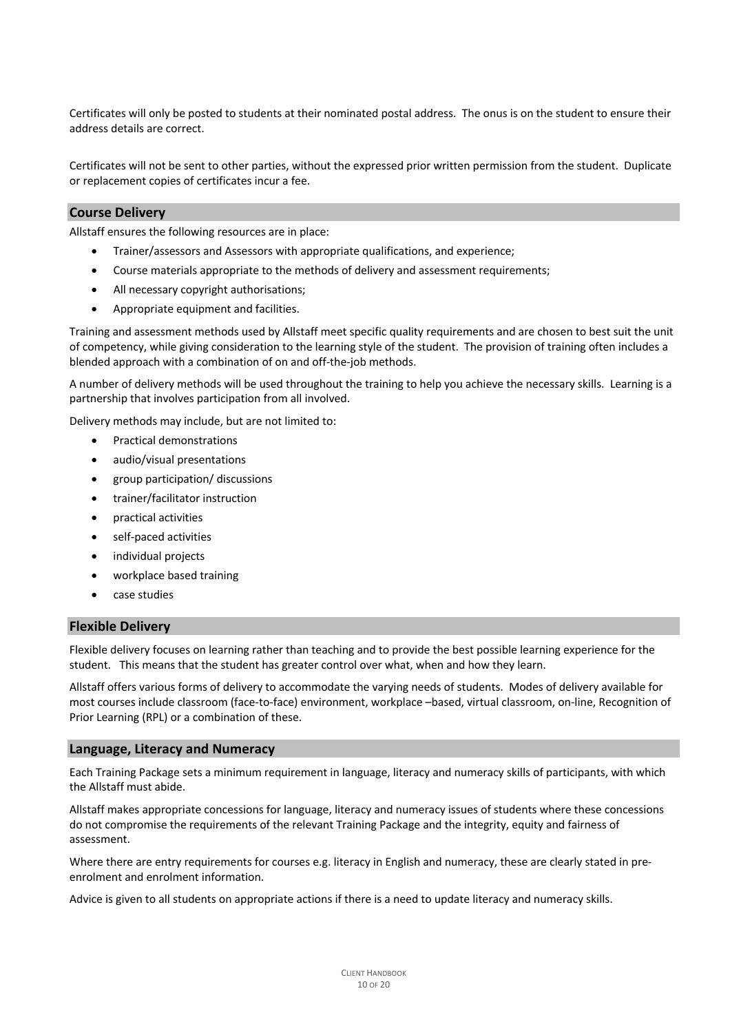Certificates will only be posted to students at their nominated postal address. The onus is on the student to ensure their address details are correct.

Certificates will not be sent to other parties, without the expressed prior written permission from the student. Duplicate or replacement copies of certificates incur a fee.

## Course Delivery

Allstaff ensures the following resources are in place:

- Trainer/assessors and Assessors with appropriate qualifications, and experience;
- Course materials appropriate to the methods of delivery and assessment requirements;
- All necessary copyright authorisations;
- Appropriate equipment and facilities.

Training and assessment methods used by Allstaff meet specific quality requirements and are chosen to best suit the unit of competency, while giving consideration to the learning style of the student. The provision of training often includes a blended approach with a combination of on and off-the-job methods.

A number of delivery methods will be used throughout the training to help you achieve the necessary skills. Learning is a partnership that involves participation from all involved.

Delivery methods may include, but are not limited to:

- Practical demonstrations
- audio/visual presentations
- group participation/ discussions
- trainer/facilitator instruction
- practical activities
- self-paced activities
- individual projects
- workplace based training
- case studies

## Flexible Delivery

Flexible delivery focuses on learning rather than teaching and to provide the best possible learning experience for the student. This means that the student has greater control over what, when and how they learn.

Allstaff offers various forms of delivery to accommodate the varying needs of students. Modes of delivery available for most courses include classroom (face-to-face) environment, workplace –based, virtual classroom, on-line, Recognition of Prior Learning (RPL) or a combination of these.

## Language, Literacy and Numeracy

Each Training Package sets a minimum requirement in language, literacy and numeracy skills of participants, with which the Allstaff must abide.

Allstaff makes appropriate concessions for language, literacy and numeracy issues of students where these concessions do not compromise the requirements of the relevant Training Package and the integrity, equity and fairness of assessment.

Where there are entry requirements for courses e.g. literacy in English and numeracy, these are clearly stated in pre-enrolment and enrolment information.

Advice is given to all students on appropriate actions if there is a need to update literacy and numeracy skills.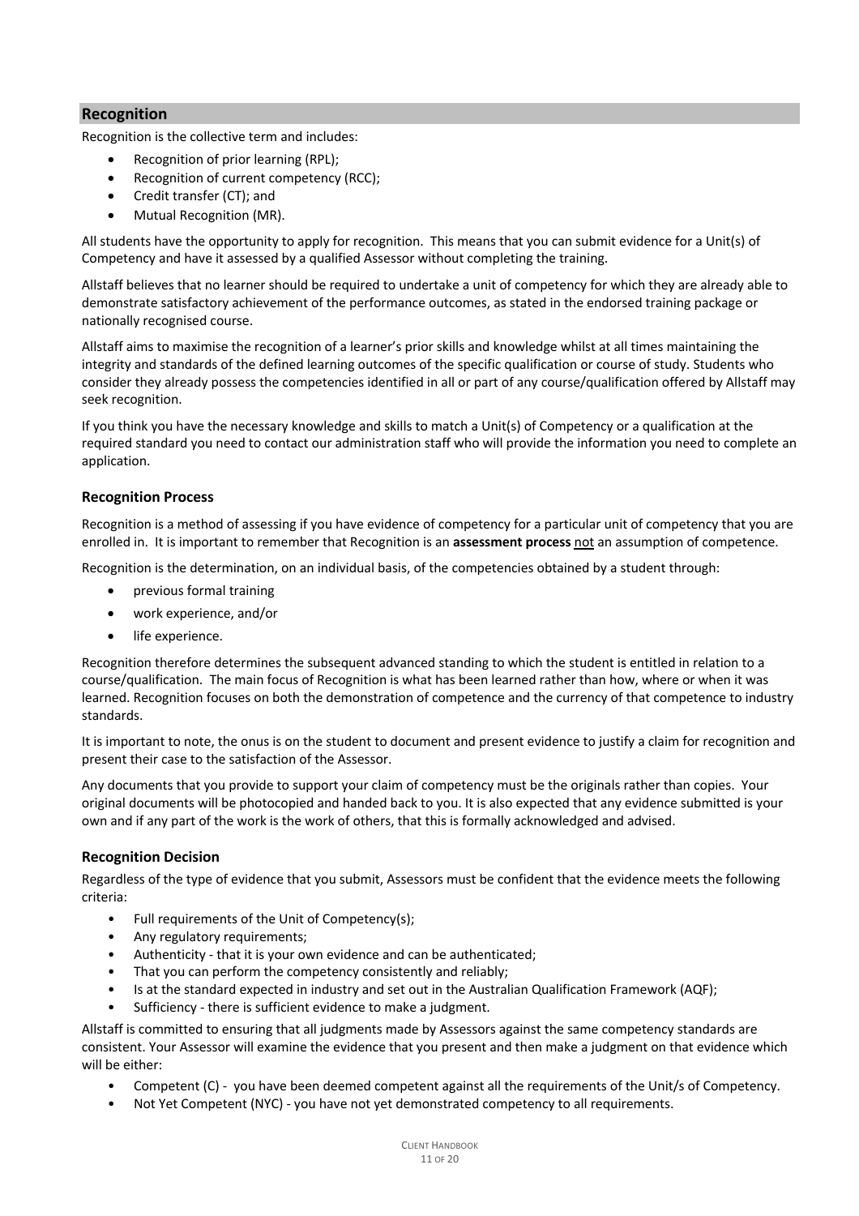## Recognition

Recognition is the collective term and includes:

- Recognition of prior learning (RPL);
- Recognition of current competency (RCC);
- Credit transfer (CT); and
- Mutual Recognition (MR).

All students have the opportunity to apply for recognition. This means that you can submit evidence for a Unit(s) of Competency and have it assessed by a qualified Assessor without completing the training.

Allstaff believes that no learner should be required to undertake a unit of competency for which they are already able to demonstrate satisfactory achievement of the performance outcomes, as stated in the endorsed training package or nationally recognised course.

Allstaff aims to maximise the recognition of a learner's prior skills and knowledge whilst at all times maintaining the integrity and standards of the defined learning outcomes of the specific qualification or course of study. Students who consider they already possess the competencies identified in all or part of any course/qualification offered by Allstaff may seek recognition.

If you think you have the necessary knowledge and skills to match a Unit(s) of Competency or a qualification at the required standard you need to contact our administration staff who will provide the information you need to complete an application.

### Recognition Process

Recognition is a method of assessing if you have evidence of competency for a particular unit of competency that you are enrolled in. It is important to remember that Recognition is an **assessment process** not an assumption of competence.

Recognition is the determination, on an individual basis, of the competencies obtained by a student through:

- previous formal training
- work experience, and/or
- life experience.

Recognition therefore determines the subsequent advanced standing to which the student is entitled in relation to a course/qualification. The main focus of Recognition is what has been learned rather than how, where or when it was learned. Recognition focuses on both the demonstration of competence and the currency of that competence to industry standards.

It is important to note, the onus is on the student to document and present evidence to justify a claim for recognition and present their case to the satisfaction of the Assessor.

Any documents that you provide to support your claim of competency must be the originals rather than copies. Your original documents will be photocopied and handed back to you. It is also expected that any evidence submitted is your own and if any part of the work is the work of others, that this is formally acknowledged and advised.

### Recognition Decision

Regardless of the type of evidence that you submit, Assessors must be confident that the evidence meets the following criteria:

- Full requirements of the Unit of Competency(s);
- Any regulatory requirements;
- Authenticity - that it is your own evidence and can be authenticated;
- That you can perform the competency consistently and reliably;
- Is at the standard expected in industry and set out in the Australian Qualification Framework (AQF);
- Sufficiency - there is sufficient evidence to make a judgment.

Allstaff is committed to ensuring that all judgments made by Assessors against the same competency standards are consistent. Your Assessor will examine the evidence that you present and then make a judgment on that evidence which will be either:

- Competent (C) - you have been deemed competent against all the requirements of the Unit/s of Competency.
- Not Yet Competent (NYC) - you have not yet demonstrated competency to all requirements.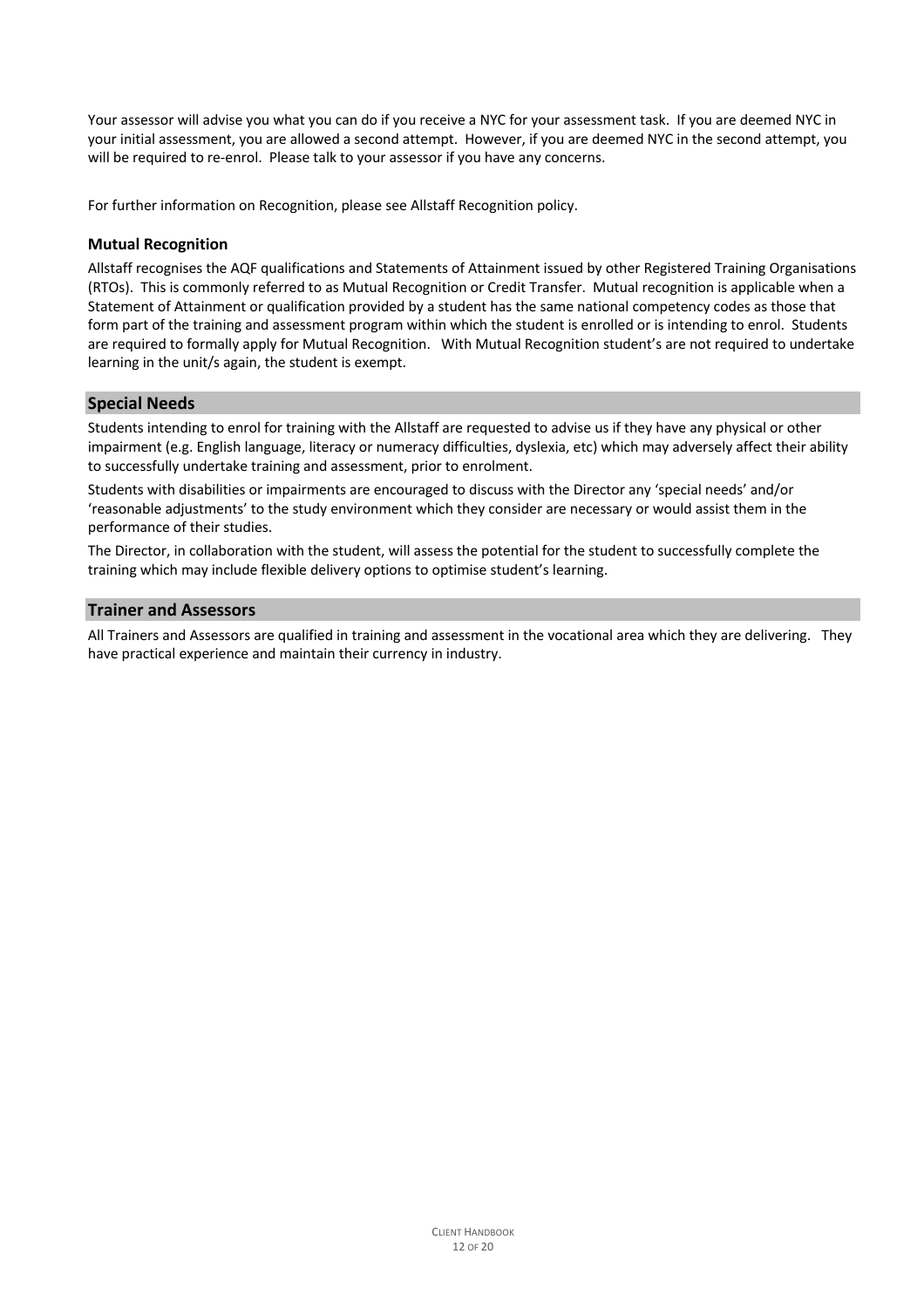Your assessor will advise you what you can do if you receive a NYC for your assessment task. If you are deemed NYC in your initial assessment, you are allowed a second attempt. However, if you are deemed NYC in the second attempt, you will be required to re-enrol. Please talk to your assessor if you have any concerns.

For further information on Recognition, please see Allstaff Recognition policy.

### Mutual Recognition

Allstaff recognises the AQF qualifications and Statements of Attainment issued by other Registered Training Organisations (RTOs). This is commonly referred to as Mutual Recognition or Credit Transfer. Mutual recognition is applicable when a Statement of Attainment or qualification provided by a student has the same national competency codes as those that form part of the training and assessment program within which the student is enrolled or is intending to enrol. Students are required to formally apply for Mutual Recognition. With Mutual Recognition student's are not required to undertake learning in the unit/s again, the student is exempt.

## Special Needs

Students intending to enrol for training with the Allstaff are requested to advise us if they have any physical or other impairment (e.g. English language, literacy or numeracy difficulties, dyslexia, etc) which may adversely affect their ability to successfully undertake training and assessment, prior to enrolment.

Students with disabilities or impairments are encouraged to discuss with the Director any 'special needs' and/or 'reasonable adjustments' to the study environment which they consider are necessary or would assist them in the performance of their studies.

The Director, in collaboration with the student, will assess the potential for the student to successfully complete the training which may include flexible delivery options to optimise student's learning.

## Trainer and Assessors

All Trainers and Assessors are qualified in training and assessment in the vocational area which they are delivering. They have practical experience and maintain their currency in industry.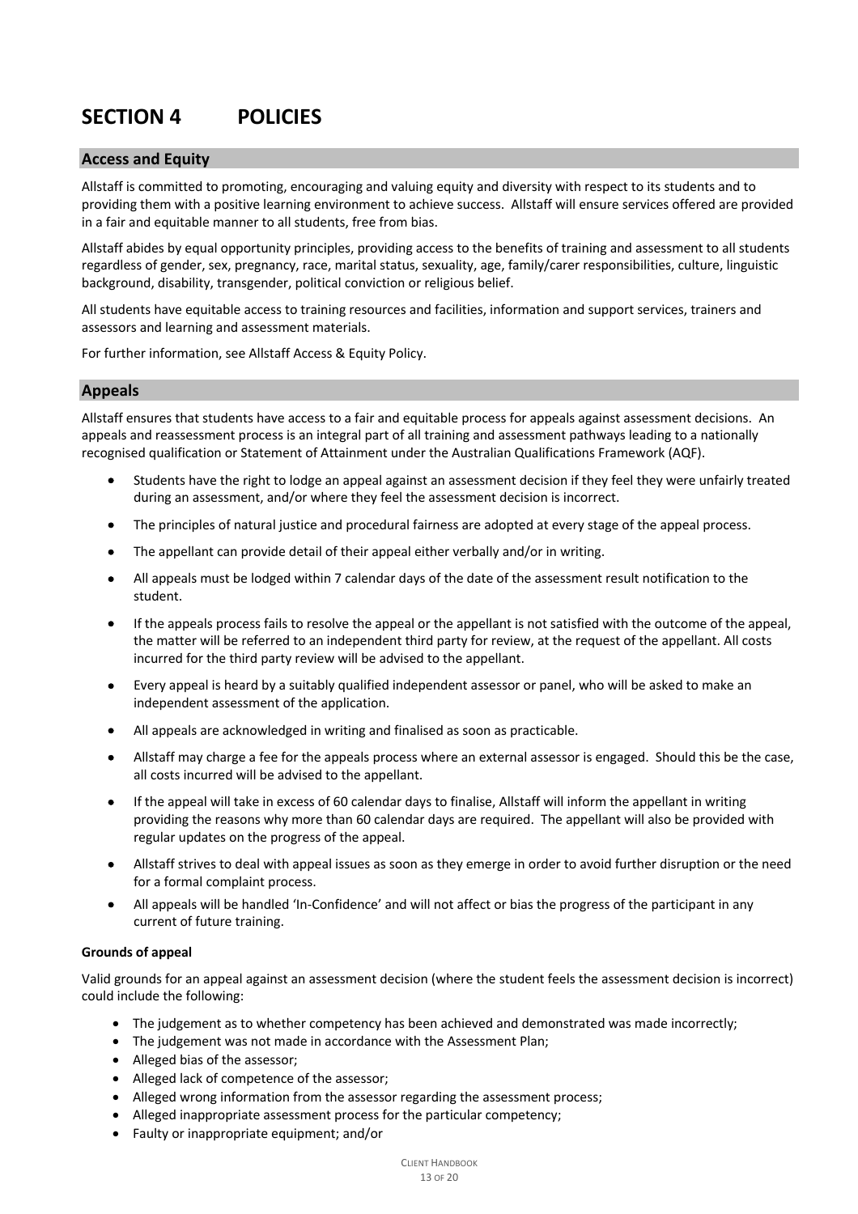# SECTION 4 POLICIES

## Access and Equity

Allstaff is committed to promoting, encouraging and valuing equity and diversity with respect to its students and to providing them with a positive learning environment to achieve success. Allstaff will ensure services offered are provided in a fair and equitable manner to all students, free from bias.

Allstaff abides by equal opportunity principles, providing access to the benefits of training and assessment to all students regardless of gender, sex, pregnancy, race, marital status, sexuality, age, family/carer responsibilities, culture, linguistic background, disability, transgender, political conviction or religious belief.

All students have equitable access to training resources and facilities, information and support services, trainers and assessors and learning and assessment materials.

For further information, see Allstaff Access & Equity Policy.

## Appeals

Allstaff ensures that students have access to a fair and equitable process for appeals against assessment decisions. An appeals and reassessment process is an integral part of all training and assessment pathways leading to a nationally recognised qualification or Statement of Attainment under the Australian Qualifications Framework (AQF).

- Students have the right to lodge an appeal against an assessment decision if they feel they were unfairly treated during an assessment, and/or where they feel the assessment decision is incorrect.
- The principles of natural justice and procedural fairness are adopted at every stage of the appeal process.
- The appellant can provide detail of their appeal either verbally and/or in writing.
- All appeals must be lodged within 7 calendar days of the date of the assessment result notification to the student.
- If the appeals process fails to resolve the appeal or the appellant is not satisfied with the outcome of the appeal, the matter will be referred to an independent third party for review, at the request of the appellant. All costs incurred for the third party review will be advised to the appellant.
- Every appeal is heard by a suitably qualified independent assessor or panel, who will be asked to make an independent assessment of the application.
- All appeals are acknowledged in writing and finalised as soon as practicable.
- Allstaff may charge a fee for the appeals process where an external assessor is engaged. Should this be the case, all costs incurred will be advised to the appellant.
- If the appeal will take in excess of 60 calendar days to finalise, Allstaff will inform the appellant in writing providing the reasons why more than 60 calendar days are required. The appellant will also be provided with regular updates on the progress of the appeal.
- Allstaff strives to deal with appeal issues as soon as they emerge in order to avoid further disruption or the need for a formal complaint process.
- All appeals will be handled 'In-Confidence' and will not affect or bias the progress of the participant in any current of future training.

**Grounds of appeal**

Valid grounds for an appeal against an assessment decision (where the student feels the assessment decision is incorrect) could include the following:

- The judgement as to whether competency has been achieved and demonstrated was made incorrectly;
- The judgement was not made in accordance with the Assessment Plan;
- Alleged bias of the assessor;
- Alleged lack of competence of the assessor;
- Alleged wrong information from the assessor regarding the assessment process;
- Alleged inappropriate assessment process for the particular competency;
- Faulty or inappropriate equipment; and/or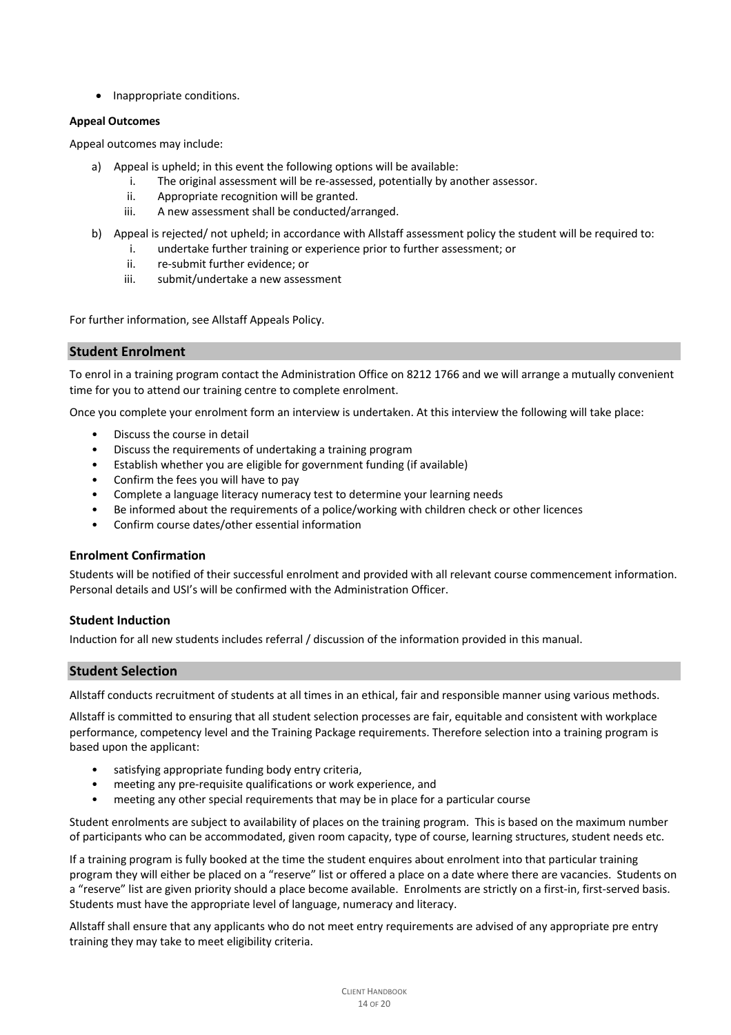- Inappropriate conditions.

**Appeal Outcomes**

Appeal outcomes may include:

a) Appeal is upheld; in this event the following options will be available:
   i. The original assessment will be re-assessed, potentially by another assessor.
   ii. Appropriate recognition will be granted.
   iii. A new assessment shall be conducted/arranged.

b) Appeal is rejected/ not upheld; in accordance with Allstaff assessment policy the student will be required to:
   i. undertake further training or experience prior to further assessment; or
   ii. re-submit further evidence; or
   iii. submit/undertake a new assessment

For further information, see Allstaff Appeals Policy.

## Student Enrolment

To enrol in a training program contact the Administration Office on 8212 1766 and we will arrange a mutually convenient time for you to attend our training centre to complete enrolment.

Once you complete your enrolment form an interview is undertaken. At this interview the following will take place:

- Discuss the course in detail
- Discuss the requirements of undertaking a training program
- Establish whether you are eligible for government funding (if available)
- Confirm the fees you will have to pay
- Complete a language literacy numeracy test to determine your learning needs
- Be informed about the requirements of a police/working with children check or other licences
- Confirm course dates/other essential information

### Enrolment Confirmation

Students will be notified of their successful enrolment and provided with all relevant course commencement information. Personal details and USI's will be confirmed with the Administration Officer.

### Student Induction

Induction for all new students includes referral / discussion of the information provided in this manual.

## Student Selection

Allstaff conducts recruitment of students at all times in an ethical, fair and responsible manner using various methods.

Allstaff is committed to ensuring that all student selection processes are fair, equitable and consistent with workplace performance, competency level and the Training Package requirements. Therefore selection into a training program is based upon the applicant:

- satisfying appropriate funding body entry criteria,
- meeting any pre-requisite qualifications or work experience, and
- meeting any other special requirements that may be in place for a particular course

Student enrolments are subject to availability of places on the training program. This is based on the maximum number of participants who can be accommodated, given room capacity, type of course, learning structures, student needs etc.

If a training program is fully booked at the time the student enquires about enrolment into that particular training program they will either be placed on a "reserve" list or offered a place on a date where there are vacancies. Students on a "reserve" list are given priority should a place become available. Enrolments are strictly on a first-in, first-served basis. Students must have the appropriate level of language, numeracy and literacy.

Allstaff shall ensure that any applicants who do not meet entry requirements are advised of any appropriate pre entry training they may take to meet eligibility criteria.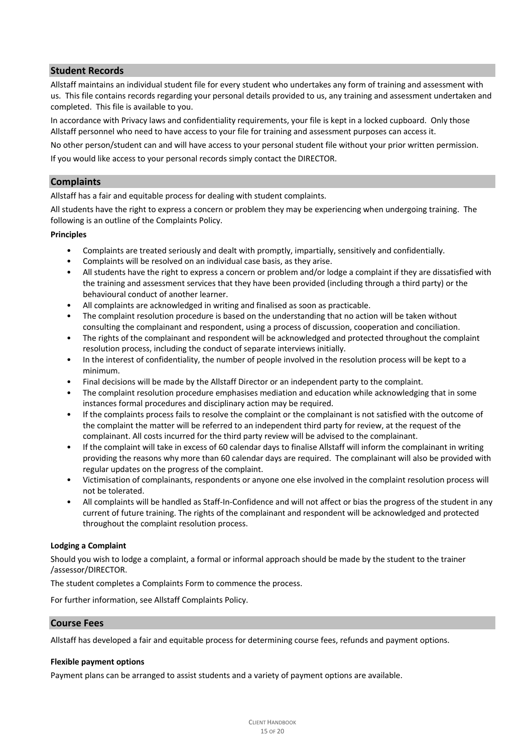## Student Records

Allstaff maintains an individual student file for every student who undertakes any form of training and assessment with us. This file contains records regarding your personal details provided to us, any training and assessment undertaken and completed. This file is available to you.

In accordance with Privacy laws and confidentiality requirements, your file is kept in a locked cupboard. Only those Allstaff personnel who need to have access to your file for training and assessment purposes can access it.

No other person/student can and will have access to your personal student file without your prior written permission.

If you would like access to your personal records simply contact the DIRECTOR.

## Complaints

Allstaff has a fair and equitable process for dealing with student complaints.

All students have the right to express a concern or problem they may be experiencing when undergoing training. The following is an outline of the Complaints Policy.

**Principles**

- Complaints are treated seriously and dealt with promptly, impartially, sensitively and confidentially.
- Complaints will be resolved on an individual case basis, as they arise.
- All students have the right to express a concern or problem and/or lodge a complaint if they are dissatisfied with the training and assessment services that they have been provided (including through a third party) or the behavioural conduct of another learner.
- All complaints are acknowledged in writing and finalised as soon as practicable.
- The complaint resolution procedure is based on the understanding that no action will be taken without consulting the complainant and respondent, using a process of discussion, cooperation and conciliation.
- The rights of the complainant and respondent will be acknowledged and protected throughout the complaint resolution process, including the conduct of separate interviews initially.
- In the interest of confidentiality, the number of people involved in the resolution process will be kept to a minimum.
- Final decisions will be made by the Allstaff Director or an independent party to the complaint.
- The complaint resolution procedure emphasises mediation and education while acknowledging that in some instances formal procedures and disciplinary action may be required.
- If the complaints process fails to resolve the complaint or the complainant is not satisfied with the outcome of the complaint the matter will be referred to an independent third party for review, at the request of the complainant. All costs incurred for the third party review will be advised to the complainant.
- If the complaint will take in excess of 60 calendar days to finalise Allstaff will inform the complainant in writing providing the reasons why more than 60 calendar days are required. The complainant will also be provided with regular updates on the progress of the complaint.
- Victimisation of complainants, respondents or anyone one else involved in the complaint resolution process will not be tolerated.
- All complaints will be handled as Staff-In-Confidence and will not affect or bias the progress of the student in any current of future training. The rights of the complainant and respondent will be acknowledged and protected throughout the complaint resolution process.

**Lodging a Complaint**

Should you wish to lodge a complaint, a formal or informal approach should be made by the student to the trainer /assessor/DIRECTOR.

The student completes a Complaints Form to commence the process.

For further information, see Allstaff Complaints Policy.

## Course Fees

Allstaff has developed a fair and equitable process for determining course fees, refunds and payment options.

**Flexible payment options**

Payment plans can be arranged to assist students and a variety of payment options are available.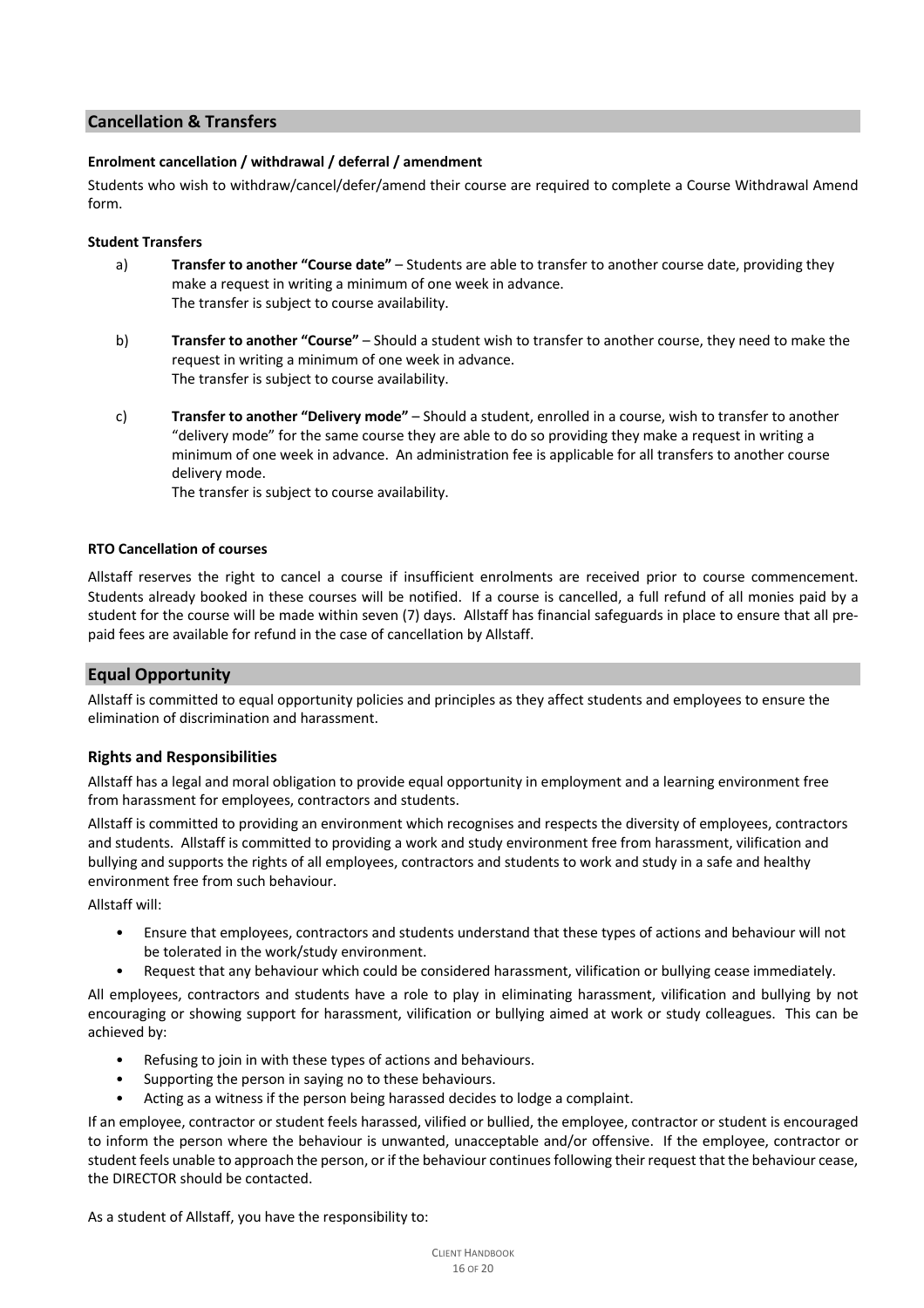## Cancellation & Transfers

**Enrolment cancellation / withdrawal / deferral / amendment**

Students who wish to withdraw/cancel/defer/amend their course are required to complete a Course Withdrawal Amend form.

**Student Transfers**

a) **Transfer to another "Course date"** – Students are able to transfer to another course date, providing they make a request in writing a minimum of one week in advance.
The transfer is subject to course availability.

b) **Transfer to another "Course"** – Should a student wish to transfer to another course, they need to make the request in writing a minimum of one week in advance.
The transfer is subject to course availability.

c) **Transfer to another "Delivery mode"** – Should a student, enrolled in a course, wish to transfer to another "delivery mode" for the same course they are able to do so providing they make a request in writing a minimum of one week in advance. An administration fee is applicable for all transfers to another course delivery mode.
The transfer is subject to course availability.

**RTO Cancellation of courses**

Allstaff reserves the right to cancel a course if insufficient enrolments are received prior to course commencement. Students already booked in these courses will be notified. If a course is cancelled, a full refund of all monies paid by a student for the course will be made within seven (7) days. Allstaff has financial safeguards in place to ensure that all pre-paid fees are available for refund in the case of cancellation by Allstaff.

## Equal Opportunity

Allstaff is committed to equal opportunity policies and principles as they affect students and employees to ensure the elimination of discrimination and harassment.

### Rights and Responsibilities

Allstaff has a legal and moral obligation to provide equal opportunity in employment and a learning environment free from harassment for employees, contractors and students.

Allstaff is committed to providing an environment which recognises and respects the diversity of employees, contractors and students. Allstaff is committed to providing a work and study environment free from harassment, vilification and bullying and supports the rights of all employees, contractors and students to work and study in a safe and healthy environment free from such behaviour.

Allstaff will:

- Ensure that employees, contractors and students understand that these types of actions and behaviour will not be tolerated in the work/study environment.
- Request that any behaviour which could be considered harassment, vilification or bullying cease immediately.

All employees, contractors and students have a role to play in eliminating harassment, vilification and bullying by not encouraging or showing support for harassment, vilification or bullying aimed at work or study colleagues. This can be achieved by:

- Refusing to join in with these types of actions and behaviours.
- Supporting the person in saying no to these behaviours.
- Acting as a witness if the person being harassed decides to lodge a complaint.

If an employee, contractor or student feels harassed, vilified or bullied, the employee, contractor or student is encouraged to inform the person where the behaviour is unwanted, unacceptable and/or offensive. If the employee, contractor or student feels unable to approach the person, or if the behaviour continues following their request that the behaviour cease, the DIRECTOR should be contacted.

As a student of Allstaff, you have the responsibility to: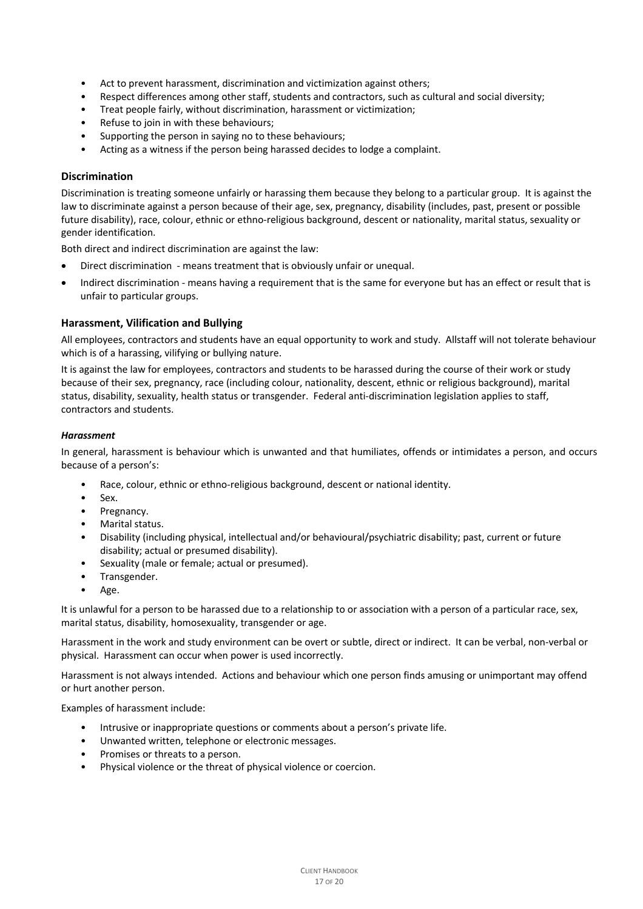- Act to prevent harassment, discrimination and victimization against others;
- Respect differences among other staff, students and contractors, such as cultural and social diversity;
- Treat people fairly, without discrimination, harassment or victimization;
- Refuse to join in with these behaviours;
- Supporting the person in saying no to these behaviours;
- Acting as a witness if the person being harassed decides to lodge a complaint.

### Discrimination

Discrimination is treating someone unfairly or harassing them because they belong to a particular group. It is against the law to discriminate against a person because of their age, sex, pregnancy, disability (includes, past, present or possible future disability), race, colour, ethnic or ethno-religious background, descent or nationality, marital status, sexuality or gender identification.

Both direct and indirect discrimination are against the law:

- Direct discrimination - means treatment that is obviously unfair or unequal.
- Indirect discrimination - means having a requirement that is the same for everyone but has an effect or result that is unfair to particular groups.

### Harassment, Vilification and Bullying

All employees, contractors and students have an equal opportunity to work and study. Allstaff will not tolerate behaviour which is of a harassing, vilifying or bullying nature.

It is against the law for employees, contractors and students to be harassed during the course of their work or study because of their sex, pregnancy, race (including colour, nationality, descent, ethnic or religious background), marital status, disability, sexuality, health status or transgender. Federal anti-discrimination legislation applies to staff, contractors and students.

#### *Harassment*

In general, harassment is behaviour which is unwanted and that humiliates, offends or intimidates a person, and occurs because of a person's:

- Race, colour, ethnic or ethno-religious background, descent or national identity.
- Sex.
- Pregnancy.
- Marital status.
- Disability (including physical, intellectual and/or behavioural/psychiatric disability; past, current or future disability; actual or presumed disability).
- Sexuality (male or female; actual or presumed).
- Transgender.
- Age.

It is unlawful for a person to be harassed due to a relationship to or association with a person of a particular race, sex, marital status, disability, homosexuality, transgender or age.

Harassment in the work and study environment can be overt or subtle, direct or indirect. It can be verbal, non-verbal or physical. Harassment can occur when power is used incorrectly.

Harassment is not always intended. Actions and behaviour which one person finds amusing or unimportant may offend or hurt another person.

Examples of harassment include:

- Intrusive or inappropriate questions or comments about a person's private life.
- Unwanted written, telephone or electronic messages.
- Promises or threats to a person.
- Physical violence or the threat of physical violence or coercion.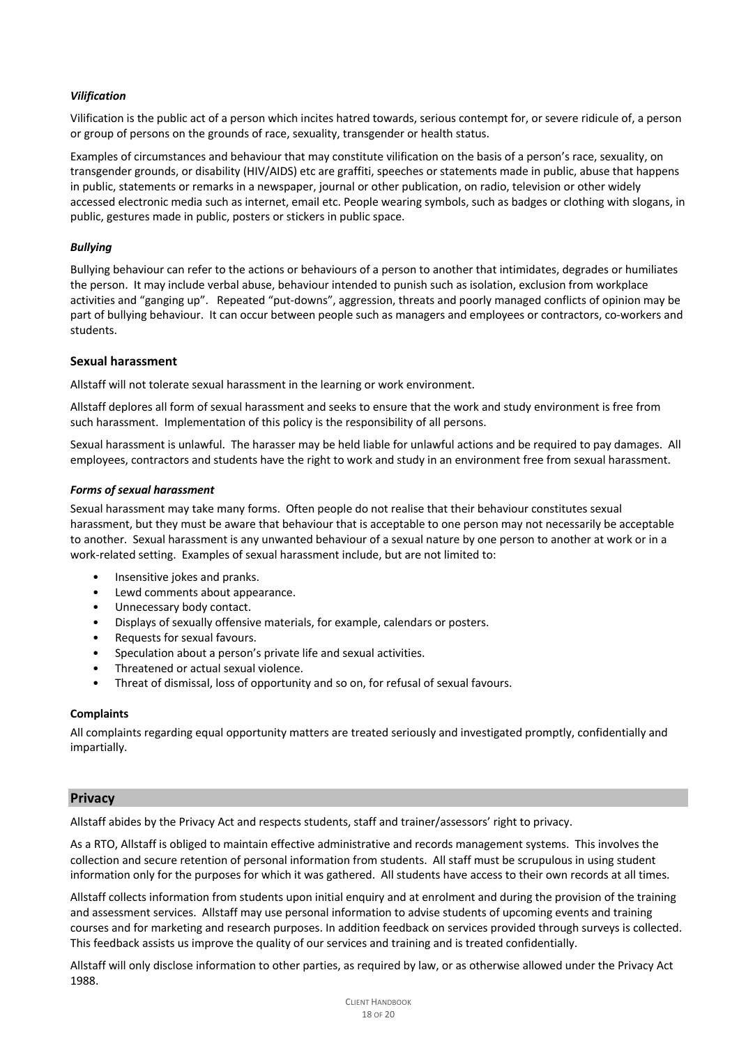#### *Vilification*

Vilification is the public act of a person which incites hatred towards, serious contempt for, or severe ridicule of, a person or group of persons on the grounds of race, sexuality, transgender or health status.

Examples of circumstances and behaviour that may constitute vilification on the basis of a person's race, sexuality, on transgender grounds, or disability (HIV/AIDS) etc are graffiti, speeches or statements made in public, abuse that happens in public, statements or remarks in a newspaper, journal or other publication, on radio, television or other widely accessed electronic media such as internet, email etc. People wearing symbols, such as badges or clothing with slogans, in public, gestures made in public, posters or stickers in public space.

#### *Bullying*

Bullying behaviour can refer to the actions or behaviours of a person to another that intimidates, degrades or humiliates the person. It may include verbal abuse, behaviour intended to punish such as isolation, exclusion from workplace activities and "ganging up". Repeated "put-downs", aggression, threats and poorly managed conflicts of opinion may be part of bullying behaviour. It can occur between people such as managers and employees or contractors, co-workers and students.

### Sexual harassment

Allstaff will not tolerate sexual harassment in the learning or work environment.

Allstaff deplores all form of sexual harassment and seeks to ensure that the work and study environment is free from such harassment. Implementation of this policy is the responsibility of all persons.

Sexual harassment is unlawful. The harasser may be held liable for unlawful actions and be required to pay damages. All employees, contractors and students have the right to work and study in an environment free from sexual harassment.

#### *Forms of sexual harassment*

Sexual harassment may take many forms. Often people do not realise that their behaviour constitutes sexual harassment, but they must be aware that behaviour that is acceptable to one person may not necessarily be acceptable to another. Sexual harassment is any unwanted behaviour of a sexual nature by one person to another at work or in a work-related setting. Examples of sexual harassment include, but are not limited to:

- Insensitive jokes and pranks.
- Lewd comments about appearance.
- Unnecessary body contact.
- Displays of sexually offensive materials, for example, calendars or posters.
- Requests for sexual favours.
- Speculation about a person's private life and sexual activities.
- Threatened or actual sexual violence.
- Threat of dismissal, loss of opportunity and so on, for refusal of sexual favours.

#### Complaints

All complaints regarding equal opportunity matters are treated seriously and investigated promptly, confidentially and impartially.

## Privacy

Allstaff abides by the Privacy Act and respects students, staff and trainer/assessors' right to privacy.

As a RTO, Allstaff is obliged to maintain effective administrative and records management systems. This involves the collection and secure retention of personal information from students. All staff must be scrupulous in using student information only for the purposes for which it was gathered. All students have access to their own records at all times.

Allstaff collects information from students upon initial enquiry and at enrolment and during the provision of the training and assessment services. Allstaff may use personal information to advise students of upcoming events and training courses and for marketing and research purposes. In addition feedback on services provided through surveys is collected. This feedback assists us improve the quality of our services and training and is treated confidentially.

Allstaff will only disclose information to other parties, as required by law, or as otherwise allowed under the Privacy Act 1988.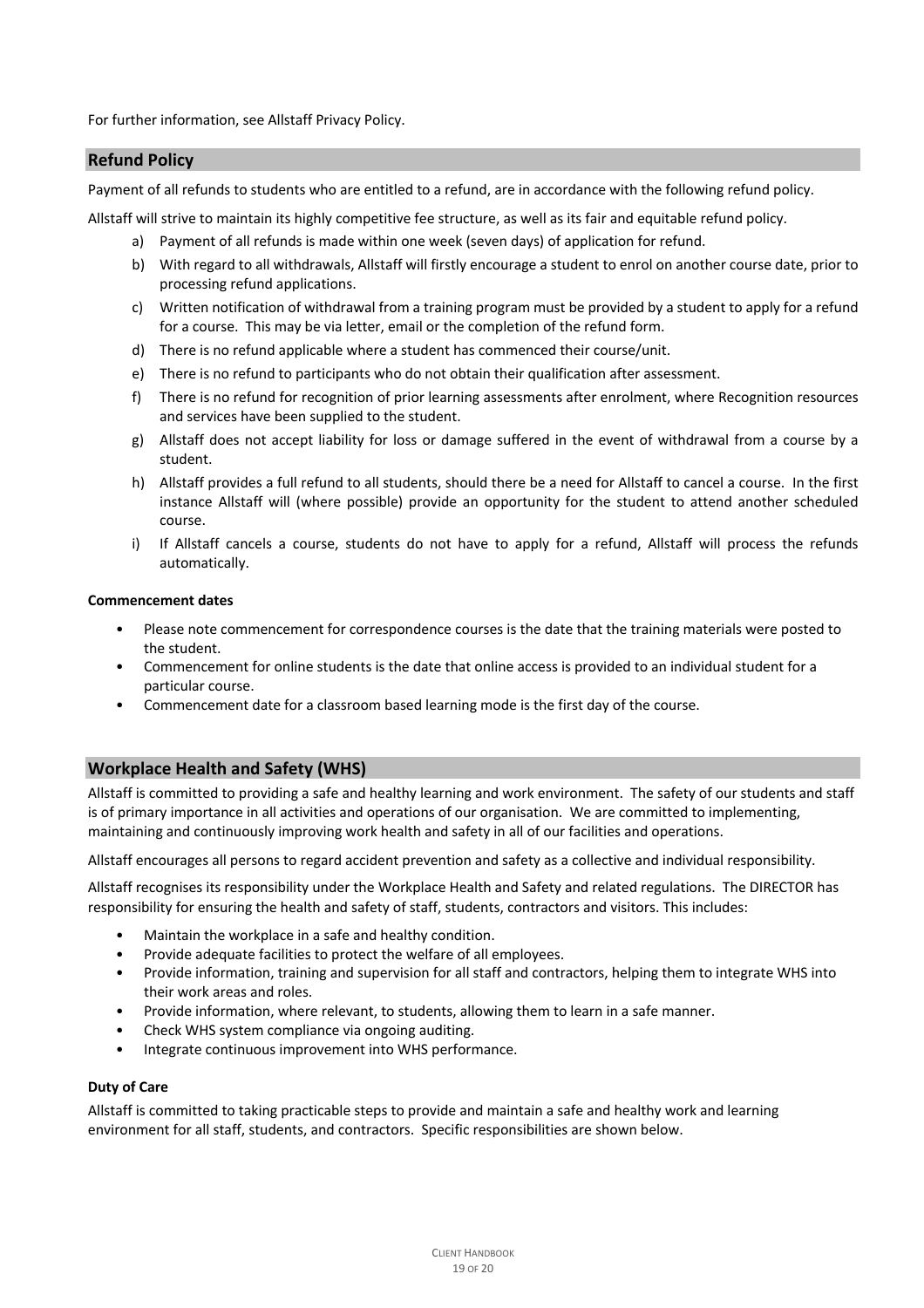For further information, see Allstaff Privacy Policy.

## Refund Policy

Payment of all refunds to students who are entitled to a refund, are in accordance with the following refund policy.

Allstaff will strive to maintain its highly competitive fee structure, as well as its fair and equitable refund policy.

a) Payment of all refunds is made within one week (seven days) of application for refund.
b) With regard to all withdrawals, Allstaff will firstly encourage a student to enrol on another course date, prior to processing refund applications.
c) Written notification of withdrawal from a training program must be provided by a student to apply for a refund for a course. This may be via letter, email or the completion of the refund form.
d) There is no refund applicable where a student has commenced their course/unit.
e) There is no refund to participants who do not obtain their qualification after assessment.
f) There is no refund for recognition of prior learning assessments after enrolment, where Recognition resources and services have been supplied to the student.
g) Allstaff does not accept liability for loss or damage suffered in the event of withdrawal from a course by a student.
h) Allstaff provides a full refund to all students, should there be a need for Allstaff to cancel a course. In the first instance Allstaff will (where possible) provide an opportunity for the student to attend another scheduled course.
i) If Allstaff cancels a course, students do not have to apply for a refund, Allstaff will process the refunds automatically.

**Commencement dates**

- Please note commencement for correspondence courses is the date that the training materials were posted to the student.
- Commencement for online students is the date that online access is provided to an individual student for a particular course.
- Commencement date for a classroom based learning mode is the first day of the course.

## Workplace Health and Safety (WHS)

Allstaff is committed to providing a safe and healthy learning and work environment. The safety of our students and staff is of primary importance in all activities and operations of our organisation. We are committed to implementing, maintaining and continuously improving work health and safety in all of our facilities and operations.

Allstaff encourages all persons to regard accident prevention and safety as a collective and individual responsibility.

Allstaff recognises its responsibility under the Workplace Health and Safety and related regulations. The DIRECTOR has responsibility for ensuring the health and safety of staff, students, contractors and visitors. This includes:

- Maintain the workplace in a safe and healthy condition.
- Provide adequate facilities to protect the welfare of all employees.
- Provide information, training and supervision for all staff and contractors, helping them to integrate WHS into their work areas and roles.
- Provide information, where relevant, to students, allowing them to learn in a safe manner.
- Check WHS system compliance via ongoing auditing.
- Integrate continuous improvement into WHS performance.

**Duty of Care**

Allstaff is committed to taking practicable steps to provide and maintain a safe and healthy work and learning environment for all staff, students, and contractors. Specific responsibilities are shown below.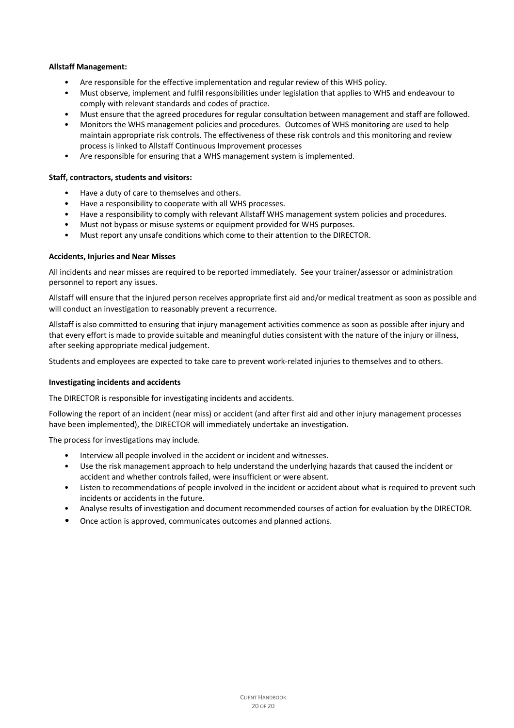**Allstaff Management:**

- Are responsible for the effective implementation and regular review of this WHS policy.
- Must observe, implement and fulfil responsibilities under legislation that applies to WHS and endeavour to comply with relevant standards and codes of practice.
- Must ensure that the agreed procedures for regular consultation between management and staff are followed.
- Monitors the WHS management policies and procedures. Outcomes of WHS monitoring are used to help maintain appropriate risk controls. The effectiveness of these risk controls and this monitoring and review process is linked to Allstaff Continuous Improvement processes
- Are responsible for ensuring that a WHS management system is implemented.

**Staff, contractors, students and visitors:**

- Have a duty of care to themselves and others.
- Have a responsibility to cooperate with all WHS processes.
- Have a responsibility to comply with relevant Allstaff WHS management system policies and procedures.
- Must not bypass or misuse systems or equipment provided for WHS purposes.
- Must report any unsafe conditions which come to their attention to the DIRECTOR.

**Accidents, Injuries and Near Misses**

All incidents and near misses are required to be reported immediately. See your trainer/assessor or administration personnel to report any issues.

Allstaff will ensure that the injured person receives appropriate first aid and/or medical treatment as soon as possible and will conduct an investigation to reasonably prevent a recurrence.

Allstaff is also committed to ensuring that injury management activities commence as soon as possible after injury and that every effort is made to provide suitable and meaningful duties consistent with the nature of the injury or illness, after seeking appropriate medical judgement.

Students and employees are expected to take care to prevent work-related injuries to themselves and to others.

**Investigating incidents and accidents**

The DIRECTOR is responsible for investigating incidents and accidents.

Following the report of an incident (near miss) or accident (and after first aid and other injury management processes have been implemented), the DIRECTOR will immediately undertake an investigation.

The process for investigations may include.

- Interview all people involved in the accident or incident and witnesses.
- Use the risk management approach to help understand the underlying hazards that caused the incident or accident and whether controls failed, were insufficient or were absent.
- Listen to recommendations of people involved in the incident or accident about what is required to prevent such incidents or accidents in the future.
- Analyse results of investigation and document recommended courses of action for evaluation by the DIRECTOR.
- Once action is approved, communicates outcomes and planned actions.